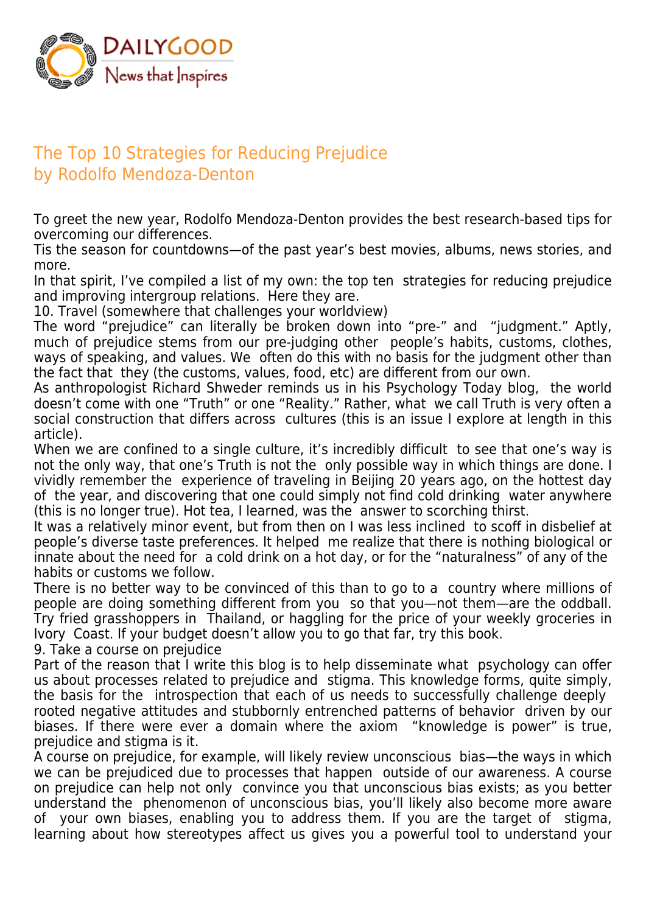DAILYGOOD
News that Inspires

# The Top 10 Strategies for Reducing Prejudice
by Rodolfo Mendoza-Denton

To greet the new year, Rodolfo Mendoza-Denton provides the best research-based tips for overcoming our differences.

Tis the season for countdowns—of the past year's best movies, albums, news stories, and more.

In that spirit, I've compiled a list of my own: the top ten strategies for reducing prejudice and improving intergroup relations. Here they are.

## 10. Travel (somewhere that challenges your worldview)

The word "prejudice" can literally be broken down into "pre-" and "judgment." Aptly, much of prejudice stems from our pre-judging other people's habits, customs, clothes, ways of speaking, and values. We often do this with no basis for the judgment other than the fact that they (the customs, values, food, etc) are different from our own.

As anthropologist Richard Shweder reminds us in his Psychology Today blog, the world doesn't come with one "Truth" or one "Reality." Rather, what we call Truth is very often a social construction that differs across cultures (this is an issue I explore at length in this article).

When we are confined to a single culture, it's incredibly difficult to see that one's way is not the only way, that one's Truth is not the only possible way in which things are done. I vividly remember the experience of traveling in Beijing 20 years ago, on the hottest day of the year, and discovering that one could simply not find cold drinking water anywhere (this is no longer true). Hot tea, I learned, was the answer to scorching thirst.

It was a relatively minor event, but from then on I was less inclined to scoff in disbelief at people's diverse taste preferences. It helped me realize that there is nothing biological or innate about the need for a cold drink on a hot day, or for the "naturalness" of any of the habits or customs we follow.

There is no better way to be convinced of this than to go to a country where millions of people are doing something different from you so that you—not them—are the oddball. Try fried grasshoppers in Thailand, or haggling for the price of your weekly groceries in Ivory Coast. If your budget doesn't allow you to go that far, try this book.

## 9. Take a course on prejudice

Part of the reason that I write this blog is to help disseminate what psychology can offer us about processes related to prejudice and stigma. This knowledge forms, quite simply, the basis for the introspection that each of us needs to successfully challenge deeply rooted negative attitudes and stubbornly entrenched patterns of behavior driven by our biases. If there were ever a domain where the axiom "knowledge is power" is true, prejudice and stigma is it.

A course on prejudice, for example, will likely review unconscious bias—the ways in which we can be prejudiced due to processes that happen outside of our awareness. A course on prejudice can help not only convince you that unconscious bias exists; as you better understand the phenomenon of unconscious bias, you'll likely also become more aware of your own biases, enabling you to address them. If you are the target of stigma, learning about how stereotypes affect us gives you a powerful tool to understand your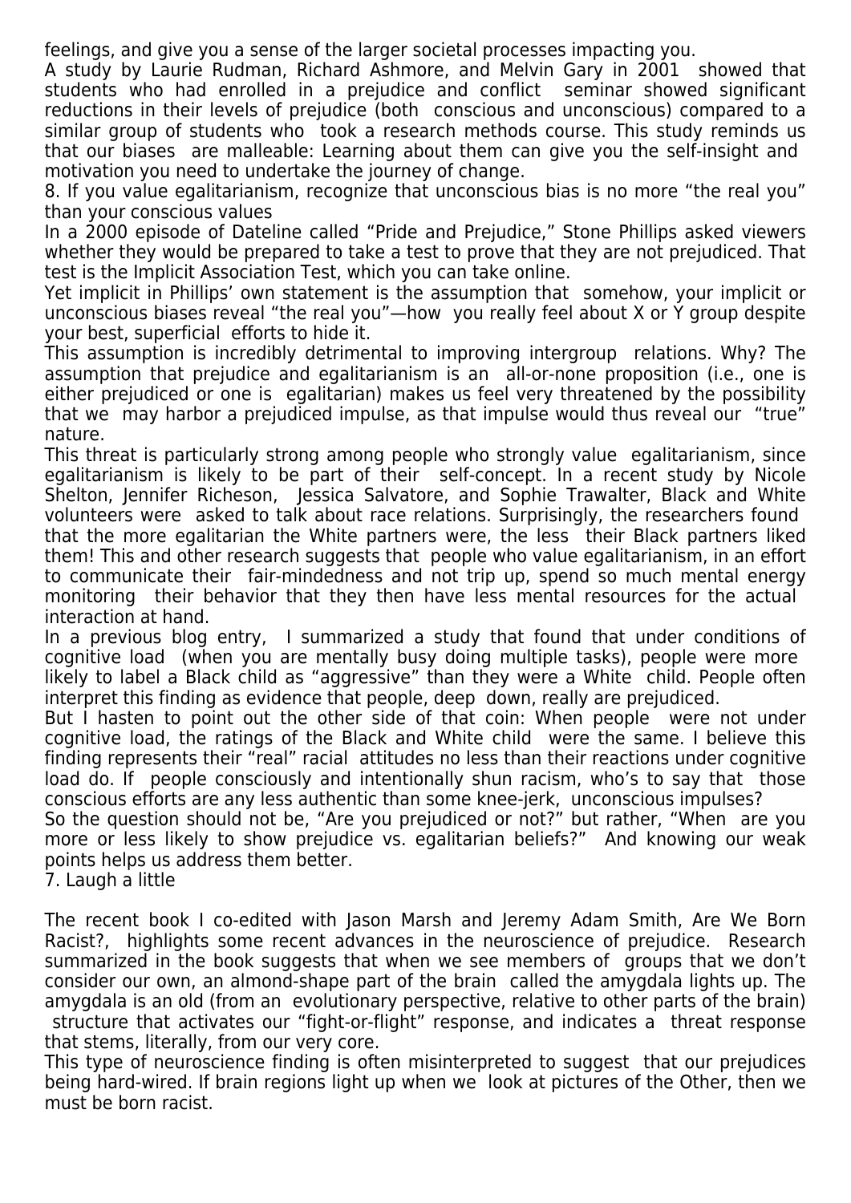feelings, and give you a sense of the larger societal processes impacting you.

A study by Laurie Rudman, Richard Ashmore, and Melvin Gary in 2001 showed that students who had enrolled in a prejudice and conflict seminar showed significant reductions in their levels of prejudice (both conscious and unconscious) compared to a similar group of students who took a research methods course. This study reminds us that our biases are malleable: Learning about them can give you the self-insight and motivation you need to undertake the journey of change.

## 8. If you value egalitarianism, recognize that unconscious bias is no more "the real you" than your conscious values

In a 2000 episode of Dateline called "Pride and Prejudice," Stone Phillips asked viewers whether they would be prepared to take a test to prove that they are not prejudiced. That test is the Implicit Association Test, which you can take online.

Yet implicit in Phillips' own statement is the assumption that somehow, your implicit or unconscious biases reveal "the real you"—how you really feel about X or Y group despite your best, superficial efforts to hide it.

This assumption is incredibly detrimental to improving intergroup relations. Why? The assumption that prejudice and egalitarianism is an all-or-none proposition (i.e., one is either prejudiced or one is egalitarian) makes us feel very threatened by the possibility that we may harbor a prejudiced impulse, as that impulse would thus reveal our "true" nature.

This threat is particularly strong among people who strongly value egalitarianism, since egalitarianism is likely to be part of their self-concept. In a recent study by Nicole Shelton, Jennifer Richeson, Jessica Salvatore, and Sophie Trawalter, Black and White volunteers were asked to talk about race relations. Surprisingly, the researchers found that the more egalitarian the White partners were, the less their Black partners liked them! This and other research suggests that people who value egalitarianism, in an effort to communicate their fair-mindedness and not trip up, spend so much mental energy monitoring their behavior that they then have less mental resources for the actual interaction at hand.

In a previous blog entry, I summarized a study that found that under conditions of cognitive load (when you are mentally busy doing multiple tasks), people were more likely to label a Black child as "aggressive" than they were a White child. People often interpret this finding as evidence that people, deep down, really are prejudiced.

But I hasten to point out the other side of that coin: When people were not under cognitive load, the ratings of the Black and White child were the same. I believe this finding represents their "real" racial attitudes no less than their reactions under cognitive load do. If people consciously and intentionally shun racism, who's to say that those conscious efforts are any less authentic than some knee-jerk, unconscious impulses?

So the question should not be, "Are you prejudiced or not?" but rather, "When are you more or less likely to show prejudice vs. egalitarian beliefs?" And knowing our weak points helps us address them better.

## 7. Laugh a little

The recent book I co-edited with Jason Marsh and Jeremy Adam Smith, Are We Born Racist?, highlights some recent advances in the neuroscience of prejudice. Research summarized in the book suggests that when we see members of groups that we don't consider our own, an almond-shape part of the brain called the amygdala lights up. The amygdala is an old (from an evolutionary perspective, relative to other parts of the brain) structure that activates our "fight-or-flight" response, and indicates a threat response that stems, literally, from our very core.

This type of neuroscience finding is often misinterpreted to suggest that our prejudices being hard-wired. If brain regions light up when we look at pictures of the Other, then we must be born racist.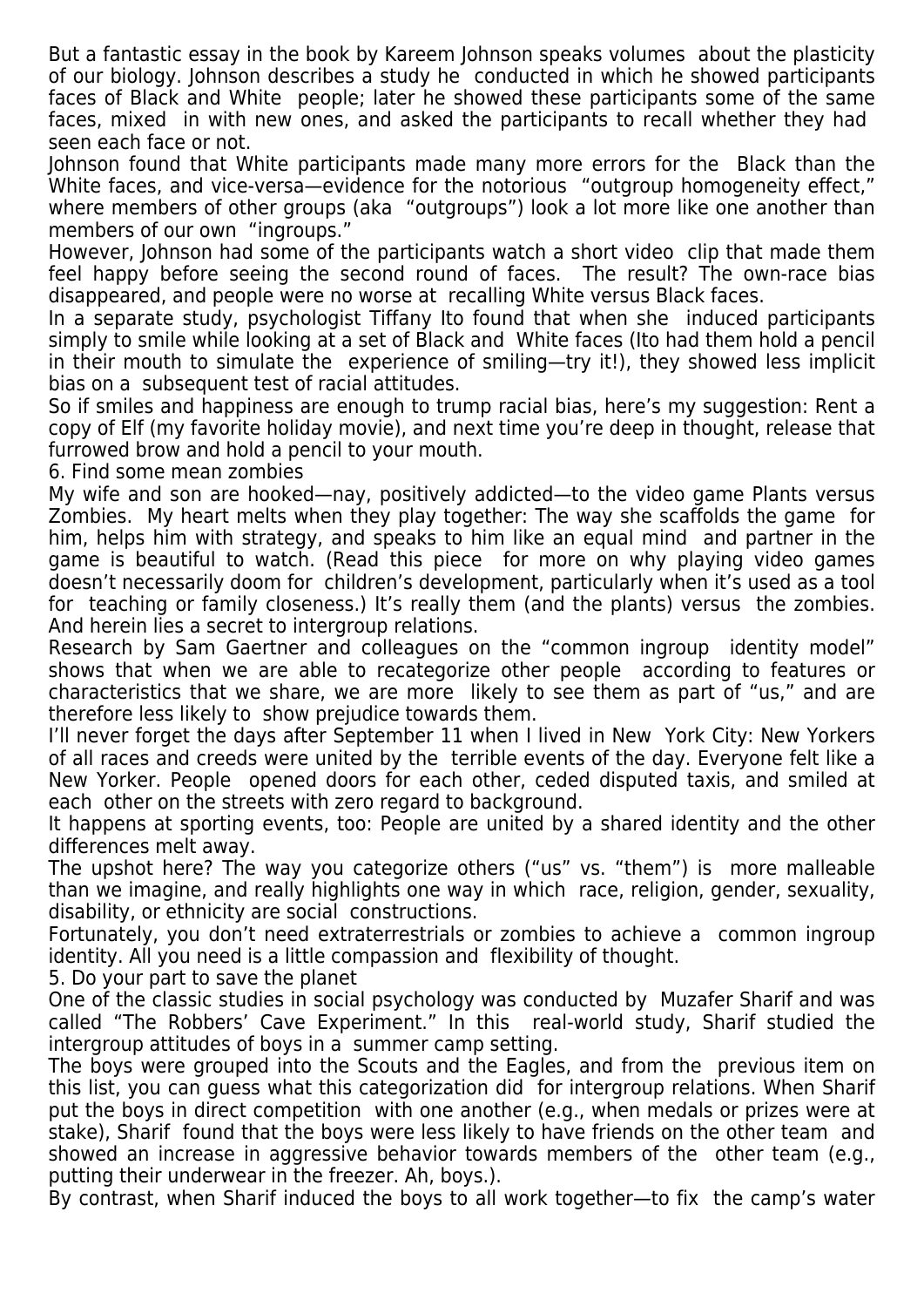But a fantastic essay in the book by Kareem Johnson speaks volumes about the plasticity of our biology. Johnson describes a study he conducted in which he showed participants faces of Black and White people; later he showed these participants some of the same faces, mixed in with new ones, and asked the participants to recall whether they had seen each face or not.

Johnson found that White participants made many more errors for the Black than the White faces, and vice-versa—evidence for the notorious "outgroup homogeneity effect," where members of other groups (aka "outgroups") look a lot more like one another than members of our own "ingroups."

However, Johnson had some of the participants watch a short video clip that made them feel happy before seeing the second round of faces. The result? The own-race bias disappeared, and people were no worse at recalling White versus Black faces.

In a separate study, psychologist Tiffany Ito found that when she induced participants simply to smile while looking at a set of Black and White faces (Ito had them hold a pencil in their mouth to simulate the experience of smiling—try it!), they showed less implicit bias on a subsequent test of racial attitudes.

So if smiles and happiness are enough to trump racial bias, here's my suggestion: Rent a copy of Elf (my favorite holiday movie), and next time you're deep in thought, release that furrowed brow and hold a pencil to your mouth.

## 6. Find some mean zombies

My wife and son are hooked—nay, positively addicted—to the video game Plants versus Zombies. My heart melts when they play together: The way she scaffolds the game for him, helps him with strategy, and speaks to him like an equal mind and partner in the game is beautiful to watch. (Read this piece for more on why playing video games doesn't necessarily doom for children's development, particularly when it's used as a tool for teaching or family closeness.) It's really them (and the plants) versus the zombies. And herein lies a secret to intergroup relations.

Research by Sam Gaertner and colleagues on the "common ingroup identity model" shows that when we are able to recategorize other people according to features or characteristics that we share, we are more likely to see them as part of "us," and are therefore less likely to show prejudice towards them.

I'll never forget the days after September 11 when I lived in New York City: New Yorkers of all races and creeds were united by the terrible events of the day. Everyone felt like a New Yorker. People opened doors for each other, ceded disputed taxis, and smiled at each other on the streets with zero regard to background.

It happens at sporting events, too: People are united by a shared identity and the other differences melt away.

The upshot here? The way you categorize others ("us" vs. "them") is more malleable than we imagine, and really highlights one way in which race, religion, gender, sexuality, disability, or ethnicity are social constructions.

Fortunately, you don't need extraterrestrials or zombies to achieve a common ingroup identity. All you need is a little compassion and flexibility of thought.

## 5. Do your part to save the planet

One of the classic studies in social psychology was conducted by Muzafer Sharif and was called "The Robbers' Cave Experiment." In this real-world study, Sharif studied the intergroup attitudes of boys in a summer camp setting.

The boys were grouped into the Scouts and the Eagles, and from the previous item on this list, you can guess what this categorization did for intergroup relations. When Sharif put the boys in direct competition with one another (e.g., when medals or prizes were at stake), Sharif found that the boys were less likely to have friends on the other team and showed an increase in aggressive behavior towards members of the other team (e.g., putting their underwear in the freezer. Ah, boys.).

By contrast, when Sharif induced the boys to all work together—to fix the camp's water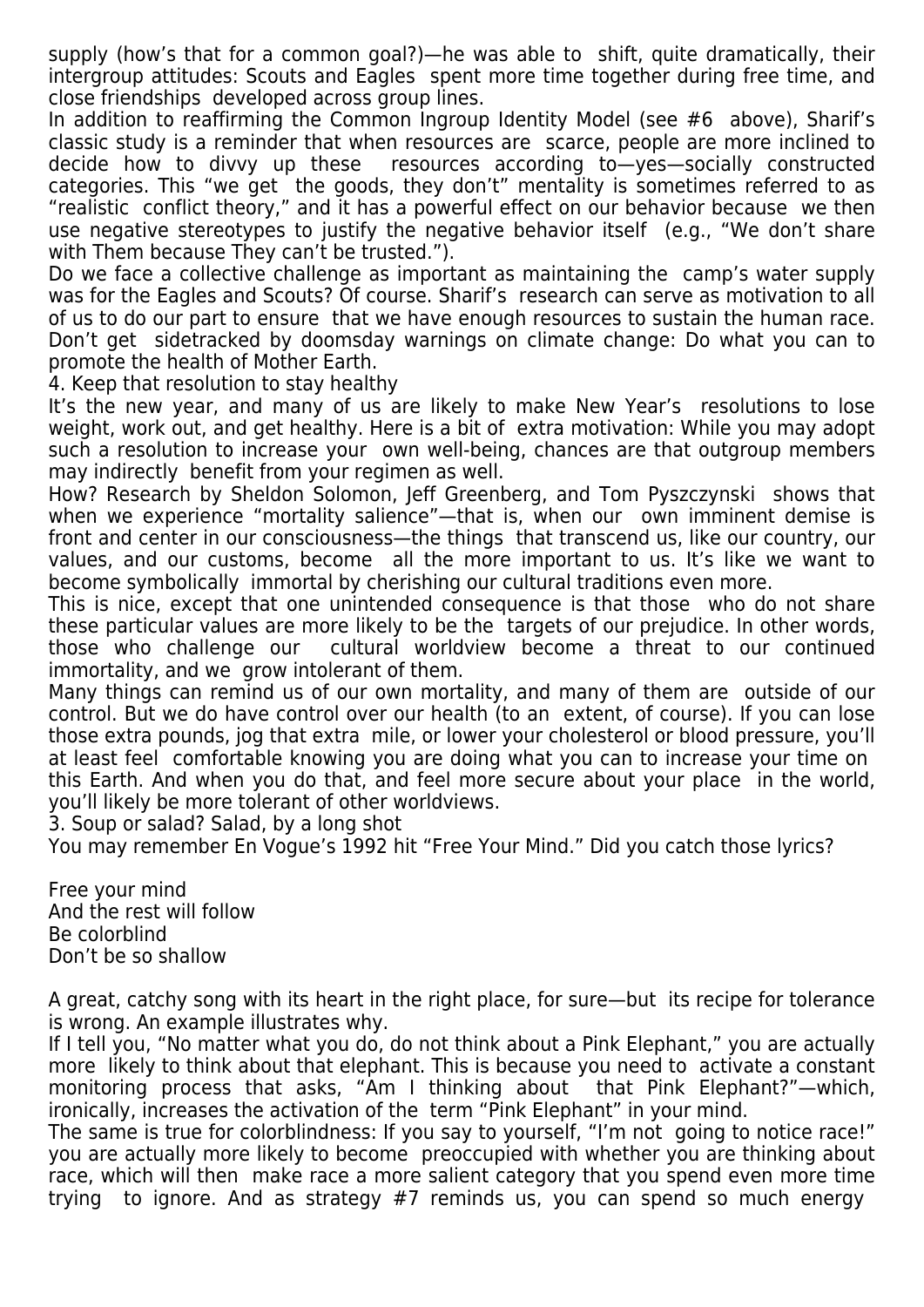supply (how's that for a common goal?)—he was able to shift, quite dramatically, their intergroup attitudes: Scouts and Eagles spent more time together during free time, and close friendships developed across group lines.

In addition to reaffirming the Common Ingroup Identity Model (see #6 above), Sharif's classic study is a reminder that when resources are scarce, people are more inclined to decide how to divvy up these resources according to—yes—socially constructed categories. This "we get the goods, they don't" mentality is sometimes referred to as "realistic conflict theory," and it has a powerful effect on our behavior because we then use negative stereotypes to justify the negative behavior itself (e.g., "We don't share with Them because They can't be trusted.").

Do we face a collective challenge as important as maintaining the camp's water supply was for the Eagles and Scouts? Of course. Sharif's research can serve as motivation to all of us to do our part to ensure that we have enough resources to sustain the human race. Don't get sidetracked by doomsday warnings on climate change: Do what you can to promote the health of Mother Earth.

## 4. Keep that resolution to stay healthy

It's the new year, and many of us are likely to make New Year's resolutions to lose weight, work out, and get healthy. Here is a bit of extra motivation: While you may adopt such a resolution to increase your own well-being, chances are that outgroup members may indirectly benefit from your regimen as well.

How? Research by Sheldon Solomon, Jeff Greenberg, and Tom Pyszczynski shows that when we experience "mortality salience"—that is, when our own imminent demise is front and center in our consciousness—the things that transcend us, like our country, our values, and our customs, become all the more important to us. It's like we want to become symbolically immortal by cherishing our cultural traditions even more.

This is nice, except that one unintended consequence is that those who do not share these particular values are more likely to be the targets of our prejudice. In other words, those who challenge our cultural worldview become a threat to our continued immortality, and we grow intolerant of them.

Many things can remind us of our own mortality, and many of them are outside of our control. But we do have control over our health (to an extent, of course). If you can lose those extra pounds, jog that extra mile, or lower your cholesterol or blood pressure, you'll at least feel comfortable knowing you are doing what you can to increase your time on this Earth. And when you do that, and feel more secure about your place in the world, you'll likely be more tolerant of other worldviews.

## 3. Soup or salad? Salad, by a long shot

You may remember En Vogue's 1992 hit "Free Your Mind." Did you catch those lyrics?

Free your mind
And the rest will follow
Be colorblind
Don't be so shallow

A great, catchy song with its heart in the right place, for sure—but its recipe for tolerance is wrong. An example illustrates why.

If I tell you, "No matter what you do, do not think about a Pink Elephant," you are actually more likely to think about that elephant. This is because you need to activate a constant monitoring process that asks, "Am I thinking about that Pink Elephant?"—which, ironically, increases the activation of the term "Pink Elephant" in your mind.

The same is true for colorblindness: If you say to yourself, "I'm not going to notice race!" you are actually more likely to become preoccupied with whether you are thinking about race, which will then make race a more salient category that you spend even more time trying to ignore. And as strategy #7 reminds us, you can spend so much energy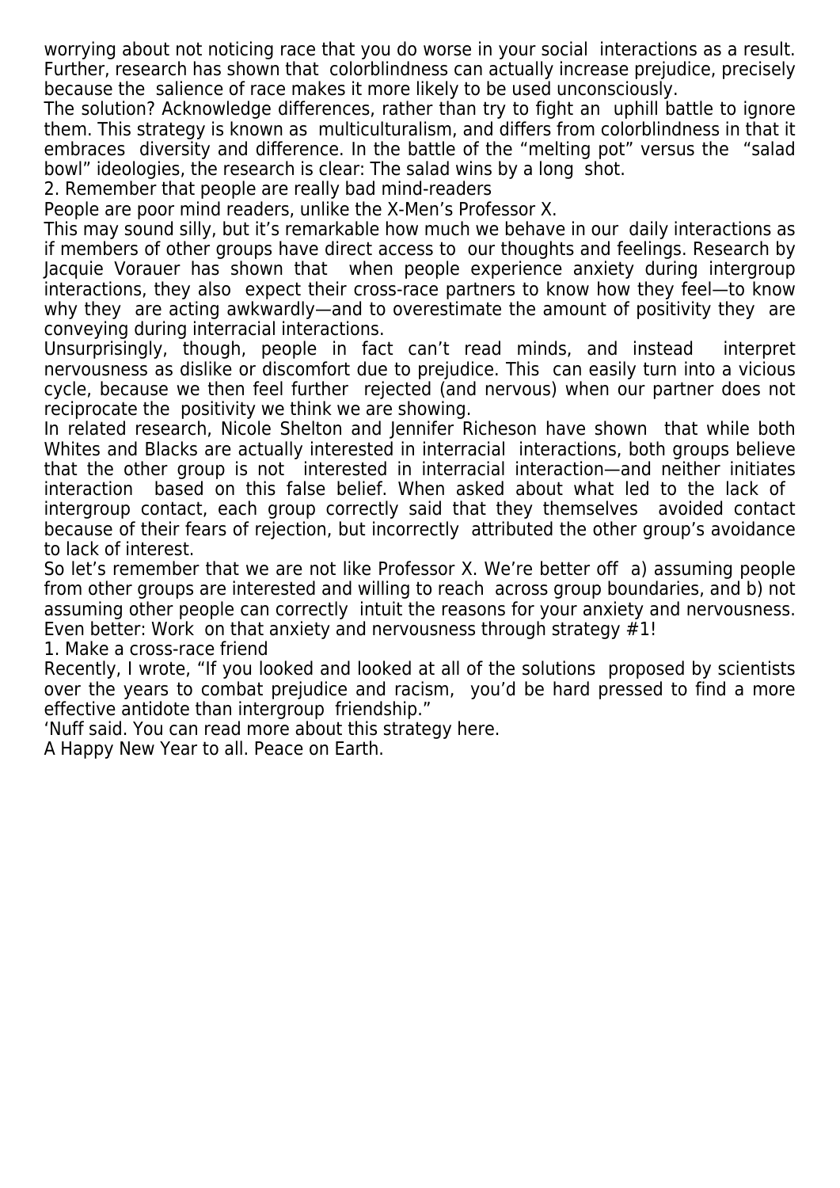worrying about not noticing race that you do worse in your social interactions as a result. Further, research has shown that colorblindness can actually increase prejudice, precisely because the salience of race makes it more likely to be used unconsciously.

The solution? Acknowledge differences, rather than try to fight an uphill battle to ignore them. This strategy is known as multiculturalism, and differs from colorblindness in that it embraces diversity and difference. In the battle of the “melting pot” versus the “salad bowl” ideologies, the research is clear: The salad wins by a long shot.

## 2. Remember that people are really bad mind-readers

People are poor mind readers, unlike the X-Men’s Professor X.

This may sound silly, but it’s remarkable how much we behave in our daily interactions as if members of other groups have direct access to our thoughts and feelings. Research by Jacquie Vorauer has shown that when people experience anxiety during intergroup interactions, they also expect their cross-race partners to know how they feel—to know why they are acting awkwardly—and to overestimate the amount of positivity they are conveying during interracial interactions.

Unsurprisingly, though, people in fact can’t read minds, and instead interpret nervousness as dislike or discomfort due to prejudice. This can easily turn into a vicious cycle, because we then feel further rejected (and nervous) when our partner does not reciprocate the positivity we think we are showing.

In related research, Nicole Shelton and Jennifer Richeson have shown that while both Whites and Blacks are actually interested in interracial interactions, both groups believe that the other group is not interested in interracial interaction—and neither initiates interaction based on this false belief. When asked about what led to the lack of intergroup contact, each group correctly said that they themselves avoided contact because of their fears of rejection, but incorrectly attributed the other group’s avoidance to lack of interest.

So let’s remember that we are not like Professor X. We’re better off a) assuming people from other groups are interested and willing to reach across group boundaries, and b) not assuming other people can correctly intuit the reasons for your anxiety and nervousness. Even better: Work on that anxiety and nervousness through strategy #1!

## 1. Make a cross-race friend

Recently, I wrote, “If you looked and looked at all of the solutions proposed by scientists over the years to combat prejudice and racism, you’d be hard pressed to find a more effective antidote than intergroup friendship.”

‘Nuff said. You can read more about this strategy here.

A Happy New Year to all. Peace on Earth.